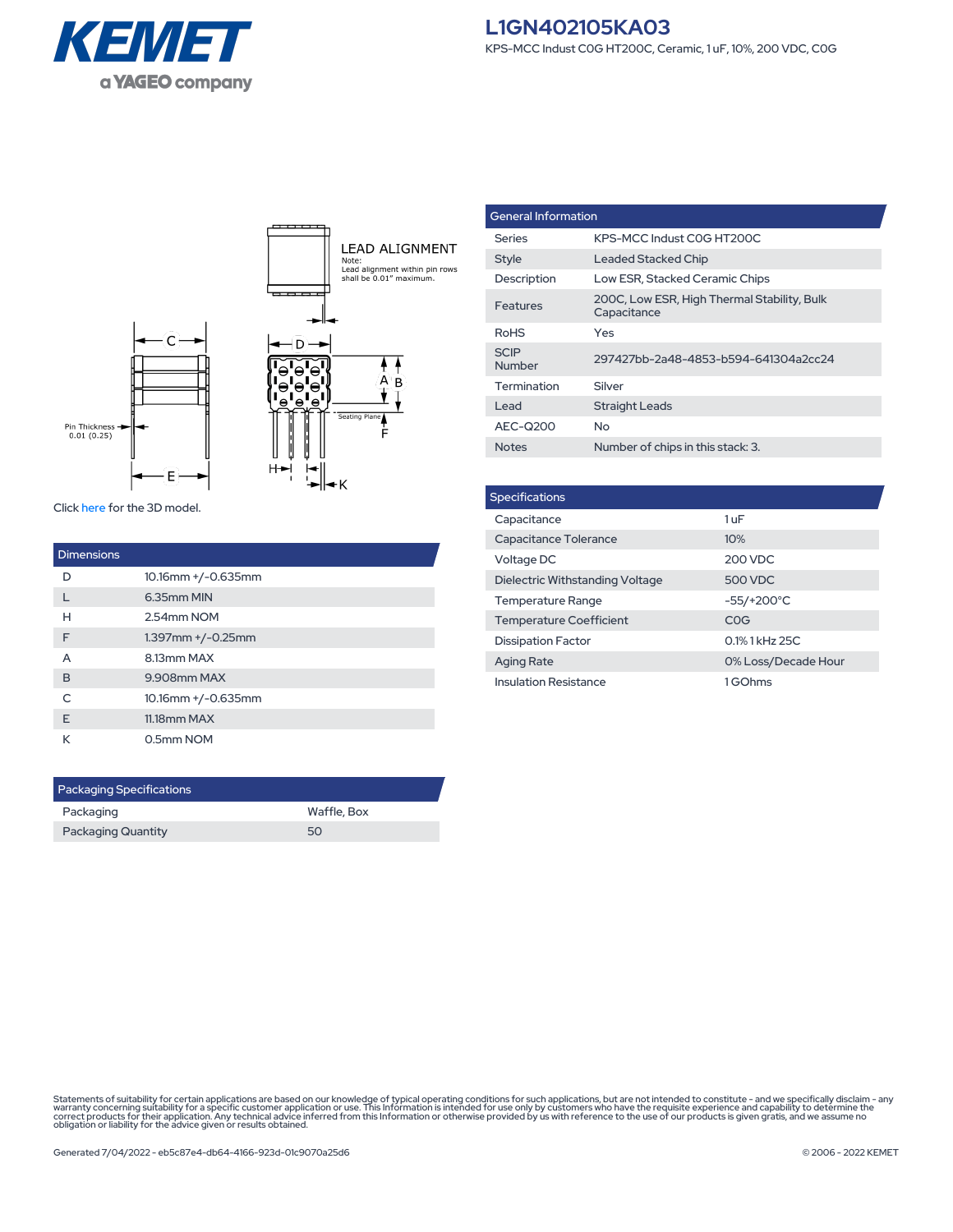# L1GN402105KA03

KPS-MCC Indust C0G HT200C, Ceramic, 1 uF, 10%, 200 VDC, C0G

LEAD ALIGNMENT

Note:
Lead alignment within pin rows shall be 0.01" maximum.

Pin Thickness 0.01 (0.25)

Seating Plane

Click here for the 3D model.

| Dimensions | |
|---|---|
| D | 10.16mm +/-0.635mm |
| L | 6.35mm MIN |
| H | 2.54mm NOM |
| F | 1.397mm +/-0.25mm |
| A | 8.13mm MAX |
| B | 9.908mm MAX |
| C | 10.16mm +/-0.635mm |
| E | 11.18mm MAX |
| K | 0.5mm NOM |

| Packaging Specifications | |
|---|---|
| Packaging | Waffle, Box |
| Packaging Quantity | 50 |

| General Information | |
|---|---|
| Series | KPS-MCC Indust C0G HT200C |
| Style | Leaded Stacked Chip |
| Description | Low ESR, Stacked Ceramic Chips |
| Features | 200C, Low ESR, High Thermal Stability, Bulk Capacitance |
| RoHS | Yes |
| SCIP Number | 297427bb-2a48-4853-b594-641304a2cc24 |
| Termination | Silver |
| Lead | Straight Leads |
| AEC-Q200 | No |
| Notes | Number of chips in this stack: 3. |

| Specifications | |
|---|---|
| Capacitance | 1 uF |
| Capacitance Tolerance | 10% |
| Voltage DC | 200 VDC |
| Dielectric Withstanding Voltage | 500 VDC |
| Temperature Range | -55/+200°C |
| Temperature Coefficient | C0G |
| Dissipation Factor | 0.1% 1 kHz 25C |
| Aging Rate | 0% Loss/Decade Hour |
| Insulation Resistance | 1 GOhms |

Statements of suitability for certain applications are based on our knowledge of typical operating conditions for such applications, but are not intended to constitute - and we specifically disclaim - any warranty concerning suitability for a specific customer application or use. This Information is intended for use only by customers who have the requisite experience and capability to determine the correct products for their application. Any technical advice inferred from this Information or otherwise provided by us with reference to the use of our products is given gratis, and we assume no obligation or liability for the advice given or results obtained.

Generated 7/04/2022 - eb5c87e4-db64-4166-923d-01c9070a25d6

© 2006 - 2022 KEMET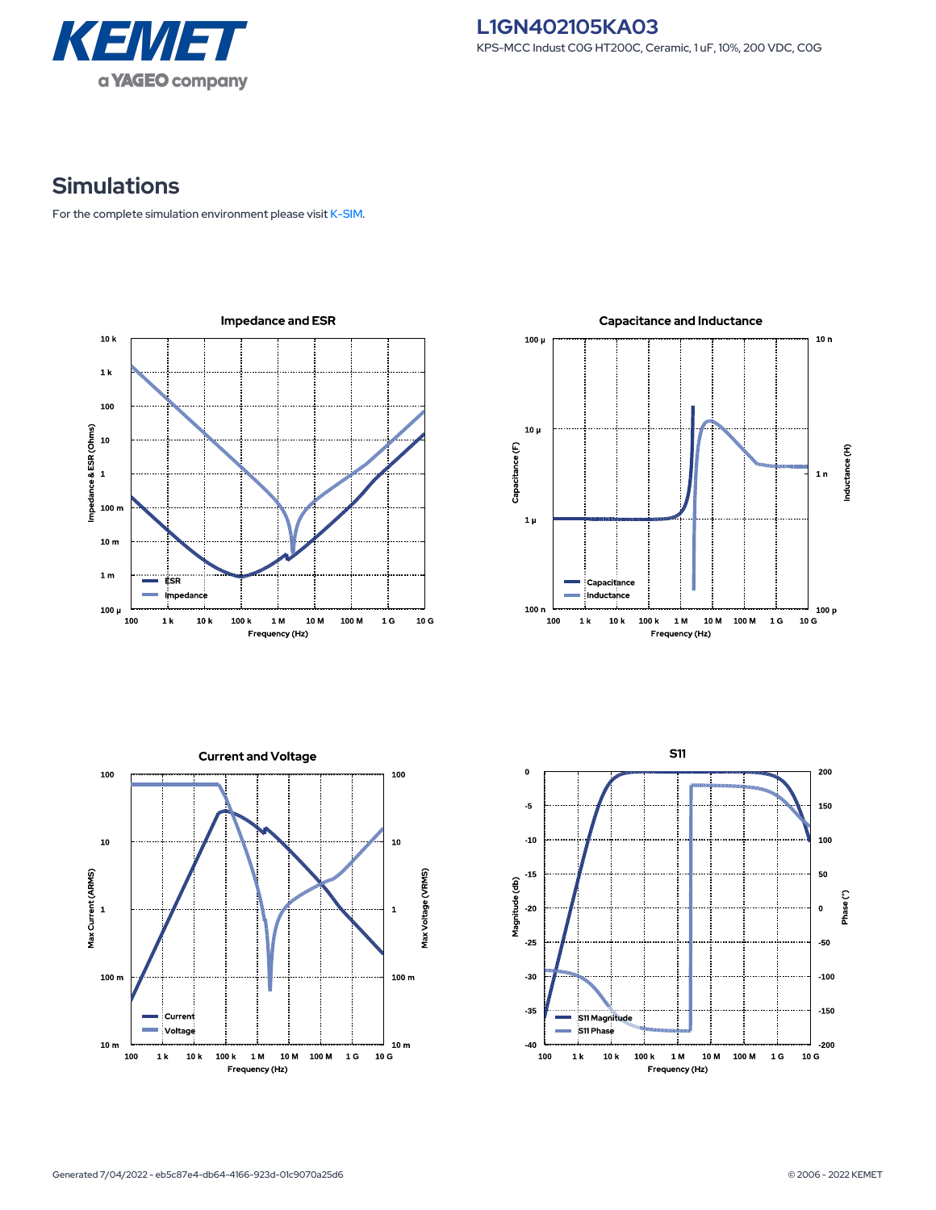# L1GN402105KA03

KPS-MCC Indust C0G HT200C, Ceramic, 1 uF, 10%, 200 VDC, C0G

## Simulations

For the complete simulation environment please visit K-SIM.

### Impedance and ESR

### Capacitance and Inductance

### Current and Voltage

### S11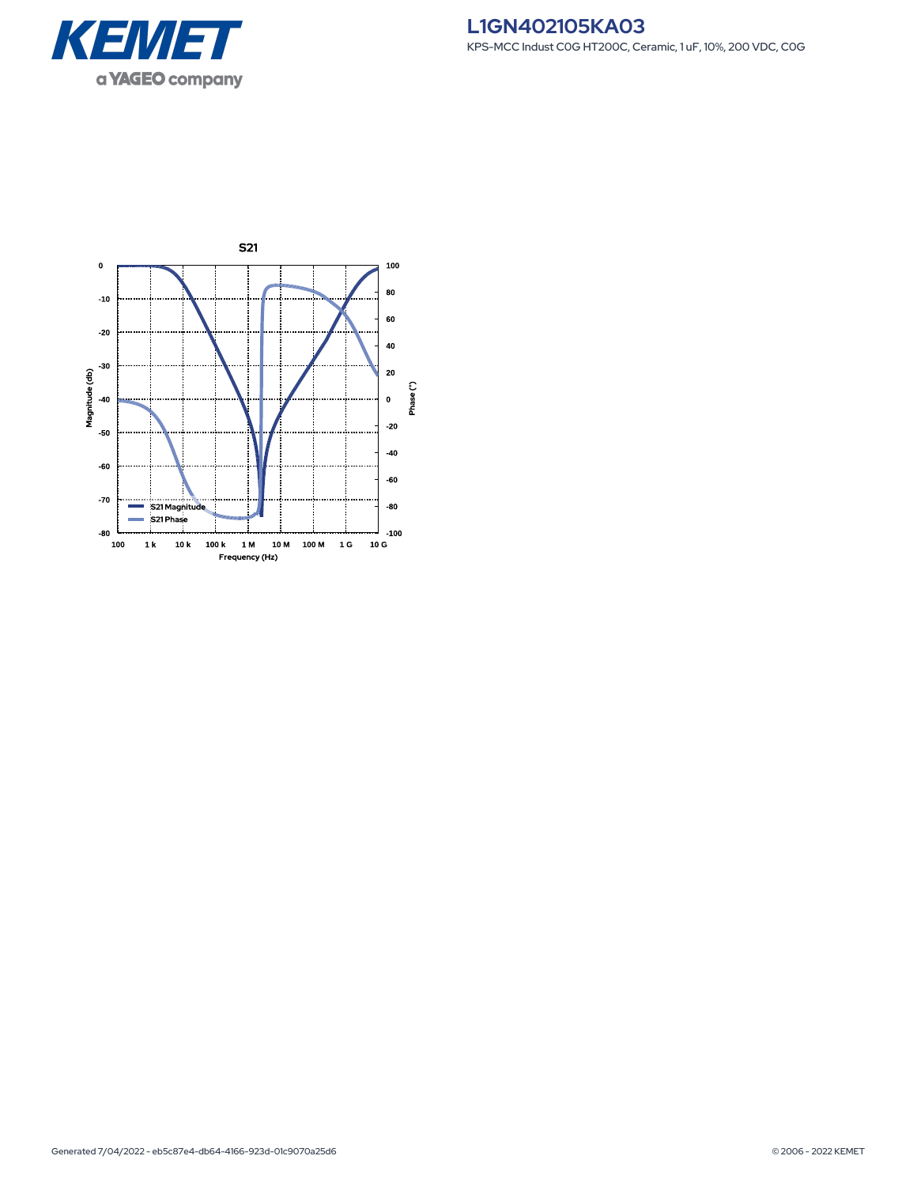# L1GN402105KA03

KPS-MCC Indust C0G HT200C, Ceramic, 1 uF, 10%, 200 VDC, C0G

S21

Magnitude (db) | Phase (°) | Frequency (Hz)

S21 Magnitude
S21 Phase

Generated 7/04/2022 - eb5c87e4-db64-4166-923d-01c9070a25d6

© 2006 - 2022 KEMET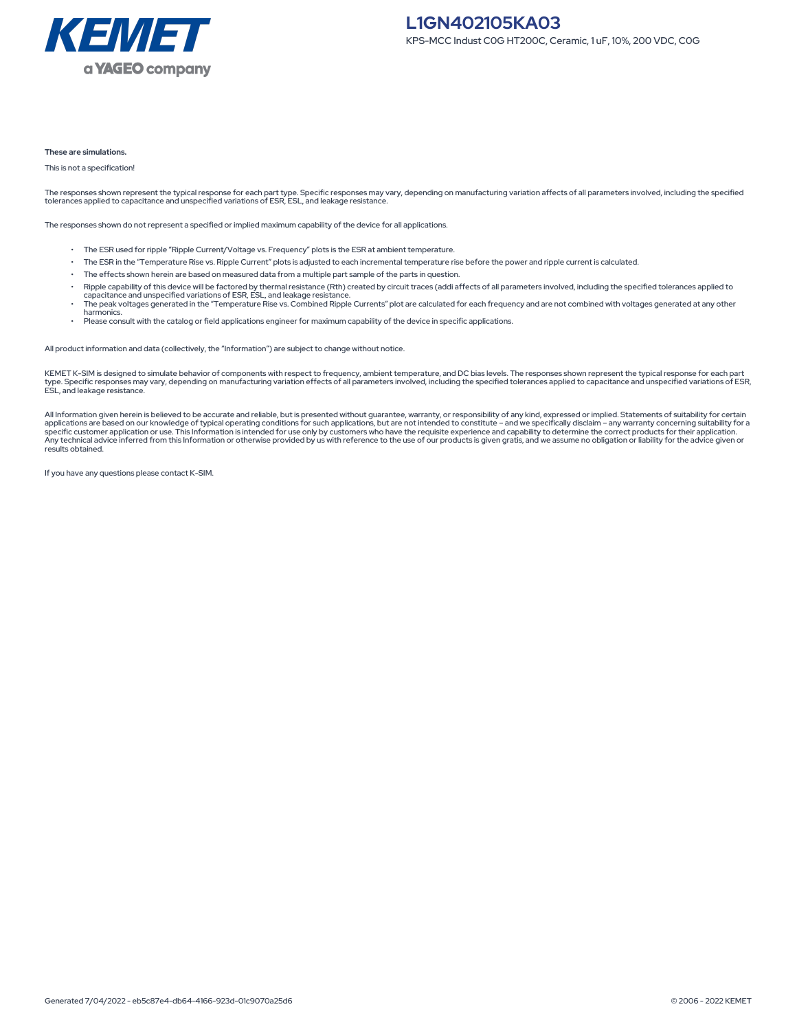# L1GN402105KA03

KPS-MCC Indust C0G HT200C, Ceramic, 1 uF, 10%, 200 VDC, C0G

**These are simulations.**

This is not a specification!

The responses shown represent the typical response for each part type. Specific responses may vary, depending on manufacturing variation affects of all parameters involved, including the specified tolerances applied to capacitance and unspecified variations of ESR, ESL, and leakage resistance.

The responses shown do not represent a specified or implied maximum capability of the device for all applications.

- The ESR used for ripple "Ripple Current/Voltage vs. Frequency" plots is the ESR at ambient temperature.
- The ESR in the "Temperature Rise vs. Ripple Current" plots is adjusted to each incremental temperature rise before the power and ripple current is calculated.
- The effects shown herein are based on measured data from a multiple part sample of the parts in question.
- Ripple capability of this device will be factored by thermal resistance (Rth) created by circuit traces (addi affects of all parameters involved, including the specified tolerances applied to capacitance and unspecified variations of ESR, ESL, and leakage resistance.
- The peak voltages generated in the "Temperature Rise vs. Combined Ripple Currents" plot are calculated for each frequency and are not combined with voltages generated at any other harmonics.
- Please consult with the catalog or field applications engineer for maximum capability of the device in specific applications.

All product information and data (collectively, the "Information") are subject to change without notice.

KEMET K-SIM is designed to simulate behavior of components with respect to frequency, ambient temperature, and DC bias levels. The responses shown represent the typical response for each part type. Specific responses may vary, depending on manufacturing variation effects of all parameters involved, including the specified tolerances applied to capacitance and unspecified variations of ESR, ESL, and leakage resistance.

All Information given herein is believed to be accurate and reliable, but is presented without guarantee, warranty, or responsibility of any kind, expressed or implied. Statements of suitability for certain applications are based on our knowledge of typical operating conditions for such applications, but are not intended to constitute – and we specifically disclaim – any warranty concerning suitability for a specific customer application or use. This Information is intended for use only by customers who have the requisite experience and capability to determine the correct products for their application. Any technical advice inferred from this Information or otherwise provided by us with reference to the use of our products is given gratis, and we assume no obligation or liability for the advice given or results obtained.

If you have any questions please contact K-SIM.

Generated 7/04/2022 - eb5c87e4-db64-4166-923d-01c9070a25d6

© 2006 - 2022 KEMET